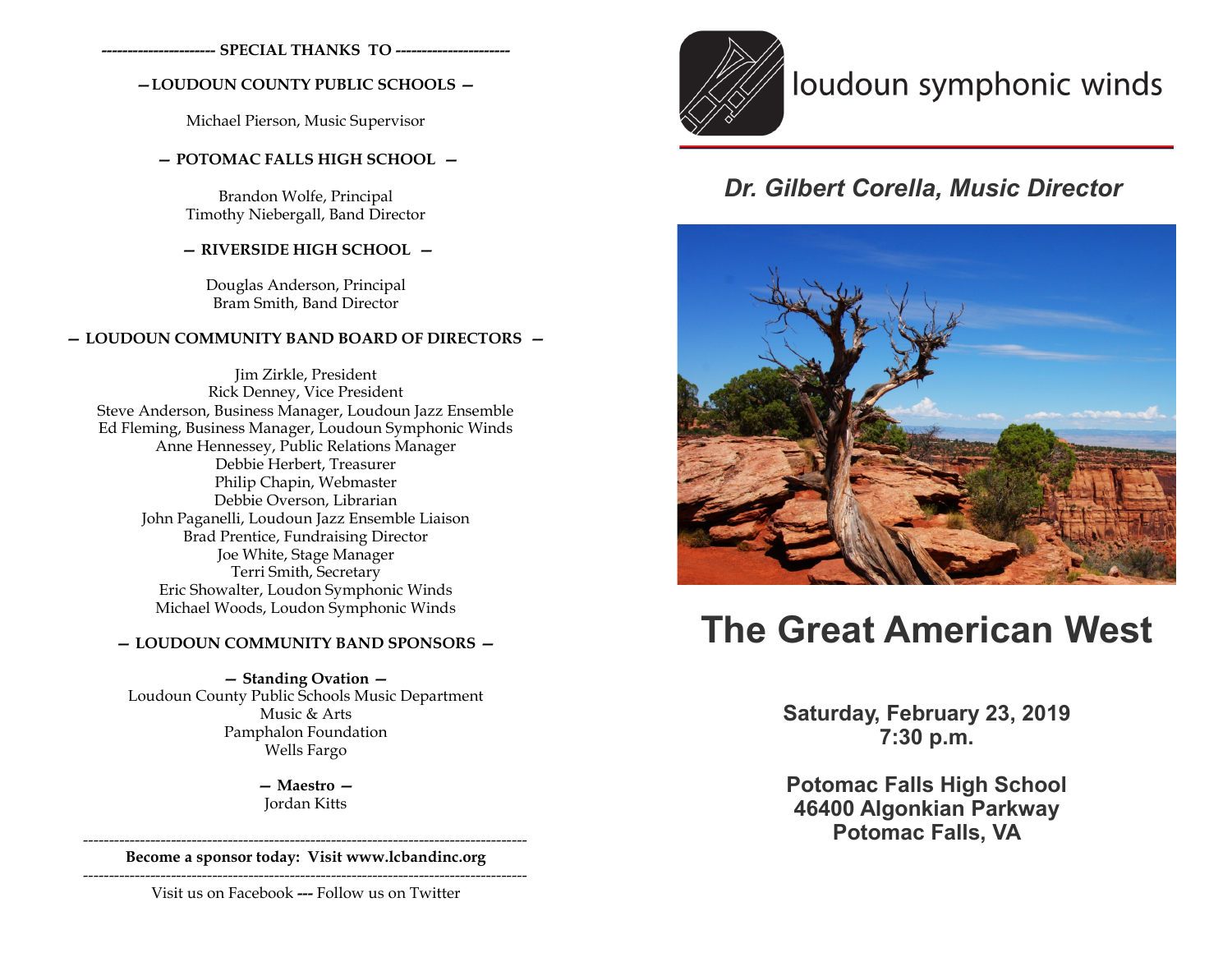**---------------------- SPECIAL THANKS TO ----------------------**

**— LOUDOUN COUNTY PUBLIC SCHOOLS —**

Michael Pierson, Music Supervisor

**— POTOMAC FALLS HIGH SCHOOL —**

Brandon Wolfe, Principal
Timothy Niebergall, Band Director

**— RIVERSIDE HIGH SCHOOL —**

Douglas Anderson, Principal
Bram Smith, Band Director

**— LOUDOUN COMMUNITY BAND BOARD OF DIRECTORS —**

Jim Zirkle, President
Rick Denney, Vice President
Steve Anderson, Business Manager, Loudoun Jazz Ensemble
Ed Fleming, Business Manager, Loudoun Symphonic Winds
Anne Hennessey, Public Relations Manager
Debbie Herbert, Treasurer
Philip Chapin, Webmaster
Debbie Overson, Librarian
John Paganelli, Loudoun Jazz Ensemble Liaison
Brad Prentice, Fundraising Director
Joe White, Stage Manager
Terri Smith, Secretary
Eric Showalter, Loudon Symphonic Winds
Michael Woods, Loudon Symphonic Winds

**— LOUDOUN COMMUNITY BAND SPONSORS —**

**— Standing Ovation —**
Loudoun County Public Schools Music Department
Music & Arts
Pamphalon Foundation
Wells Fargo

**— Maestro —**
Jordan Kitts

---

**Become a sponsor today: Visit www.lcbandinc.org**

---

Visit us on Facebook --- Follow us on Twitter

# loudoun symphonic winds

## *Dr. Gilbert Corella, Music Director*

# The Great American West

**Saturday, February 23, 2019**
**7:30 p.m.**

**Potomac Falls High School**
**46400 Algonkian Parkway**
**Potomac Falls, VA**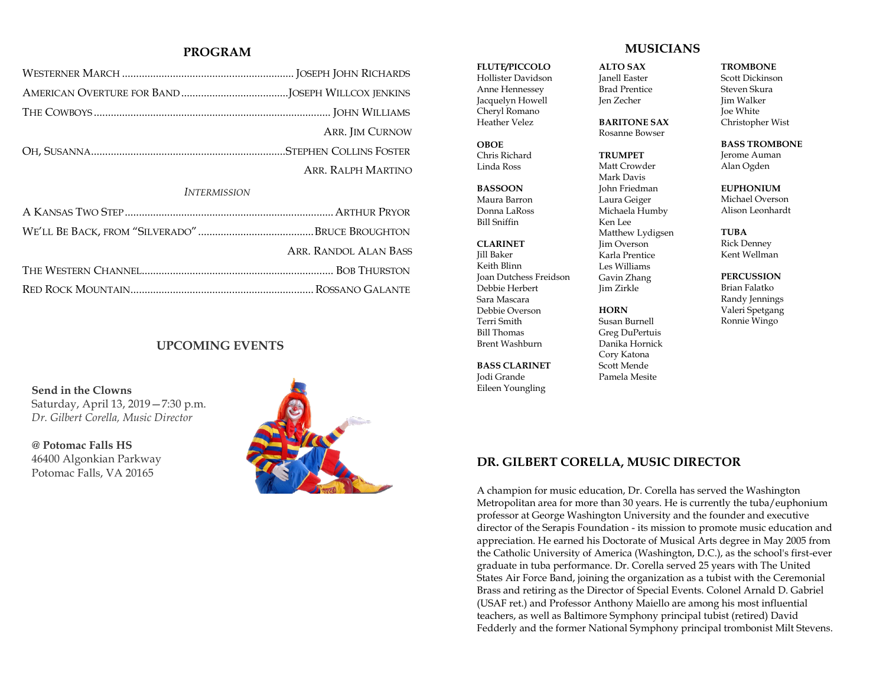## PROGRAM

Westerner March ............................................................ Joseph John Richards

American Overture for Band ...................................... Joseph Willcox Jenkins

The Cowboys ................................................................................... John Williams
Arr. Jim Curnow

Oh, Susanna..................................................................... Stephen Collins Foster
Arr. Ralph Martino

*Intermission*

A Kansas Two Step ......................................................................... Arthur Pryor

We'll Be Back, from "Silverado" ......................................... Bruce Broughton
Arr. Randol Alan Bass

The Western Channel.................................................................... Bob Thurston

Red Rock Mountain................................................................ Rossano Galante

## UPCOMING EVENTS

**Send in the Clowns**
Saturday, April 13, 2019—7:30 p.m.
*Dr. Gilbert Corella, Music Director*

**@ Potomac Falls HS**
46400 Algonkian Parkway
Potomac Falls, VA 20165

## MUSICIANS

**FLUTE/PICCOLO**
Hollister Davidson
Anne Hennessey
Jacquelyn Howell
Cheryl Romano
Heather Velez

**OBOE**
Chris Richard
Linda Ross

**BASSOON**
Maura Barron
Donna LaRoss
Bill Sniffin

**CLARINET**
Jill Baker
Keith Blinn
Joan Dutchess Freidson
Debbie Herbert
Sara Mascara
Debbie Overson
Terri Smith
Bill Thomas
Brent Washburn

**BASS CLARINET**
Jodi Grande
Eileen Youngling

**ALTO SAX**
Janell Easter
Brad Prentice
Jen Zecher

**BARITONE SAX**
Rosanne Bowser

**TRUMPET**
Matt Crowder
Mark Davis
John Friedman
Laura Geiger
Michaela Humby
Ken Lee
Matthew Lydigsen
Jim Overson
Karla Prentice
Les Williams
Gavin Zhang
Jim Zirkle

**HORN**
Susan Burnell
Greg DuPertuis
Danika Hornick
Cory Katona
Scott Mende
Pamela Mesite

**TROMBONE**
Scott Dickinson
Steven Skura
Jim Walker
Joe White
Christopher Wist

**BASS TROMBONE**
Jerome Auman
Alan Ogden

**EUPHONIUM**
Michael Overson
Alison Leonhardt

**TUBA**
Rick Denney
Kent Wellman

**PERCUSSION**
Brian Falatko
Randy Jennings
Valeri Spetgang
Ronnie Wingo

## DR. GILBERT CORELLA, MUSIC DIRECTOR

A champion for music education, Dr. Corella has served the Washington Metropolitan area for more than 30 years. He is currently the tuba/euphonium professor at George Washington University and the founder and executive director of the Serapis Foundation - its mission to promote music education and appreciation. He earned his Doctorate of Musical Arts degree in May 2005 from the Catholic University of America (Washington, D.C.), as the school's first-ever graduate in tuba performance. Dr. Corella served 25 years with The United States Air Force Band, joining the organization as a tubist with the Ceremonial Brass and retiring as the Director of Special Events. Colonel Arnald D. Gabriel (USAF ret.) and Professor Anthony Maiello are among his most influential teachers, as well as Baltimore Symphony principal tubist (retired) David Fedderly and the former National Symphony principal trombonist Milt Stevens.